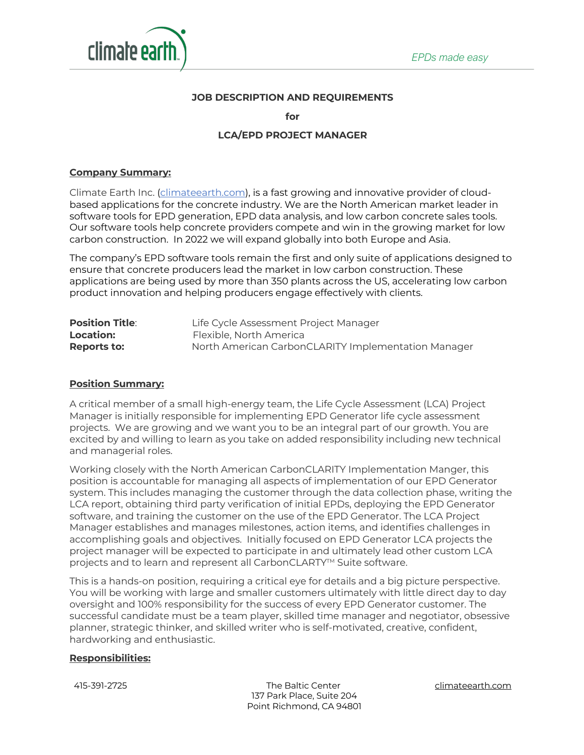# JOB DESCRIPTION AND REQUIREMENTS

**for**

## LCA/EPD PROJECT MANAGER

**Company Summary:**

Climate Earth Inc. (climateearth.com), is a fast growing and innovative provider of cloud-based applications for the concrete industry. We are the North American market leader in software tools for EPD generation, EPD data analysis, and low carbon concrete sales tools. Our software tools help concrete providers compete and win in the growing market for low carbon construction. In 2022 we will expand globally into both Europe and Asia.

The company's EPD software tools remain the first and only suite of applications designed to ensure that concrete producers lead the market in low carbon construction. These applications are being used by more than 350 plants across the US, accelerating low carbon product innovation and helping producers engage effectively with clients.

| | |
|---|---|
| **Position Title**: | Life Cycle Assessment Project Manager |
| **Location:** | Flexible, North America |
| **Reports to:** | North American CarbonCLARITY Implementation Manager |

**Position Summary:**

A critical member of a small high-energy team, the Life Cycle Assessment (LCA) Project Manager is initially responsible for implementing EPD Generator life cycle assessment projects. We are growing and we want you to be an integral part of our growth. You are excited by and willing to learn as you take on added responsibility including new technical and managerial roles.

Working closely with the North American CarbonCLARITY Implementation Manger, this position is accountable for managing all aspects of implementation of our EPD Generator system. This includes managing the customer through the data collection phase, writing the LCA report, obtaining third party verification of initial EPDs, deploying the EPD Generator software, and training the customer on the use of the EPD Generator. The LCA Project Manager establishes and manages milestones, action items, and identifies challenges in accomplishing goals and objectives. Initially focused on EPD Generator LCA projects the project manager will be expected to participate in and ultimately lead other custom LCA projects and to learn and represent all CarbonCLARTY™ Suite software.

This is a hands-on position, requiring a critical eye for details and a big picture perspective. You will be working with large and smaller customers ultimately with little direct day to day oversight and 100% responsibility for the success of every EPD Generator customer. The successful candidate must be a team player, skilled time manager and negotiator, obsessive planner, strategic thinker, and skilled writer who is self-motivated, creative, confident, hardworking and enthusiastic.

**Responsibilities:**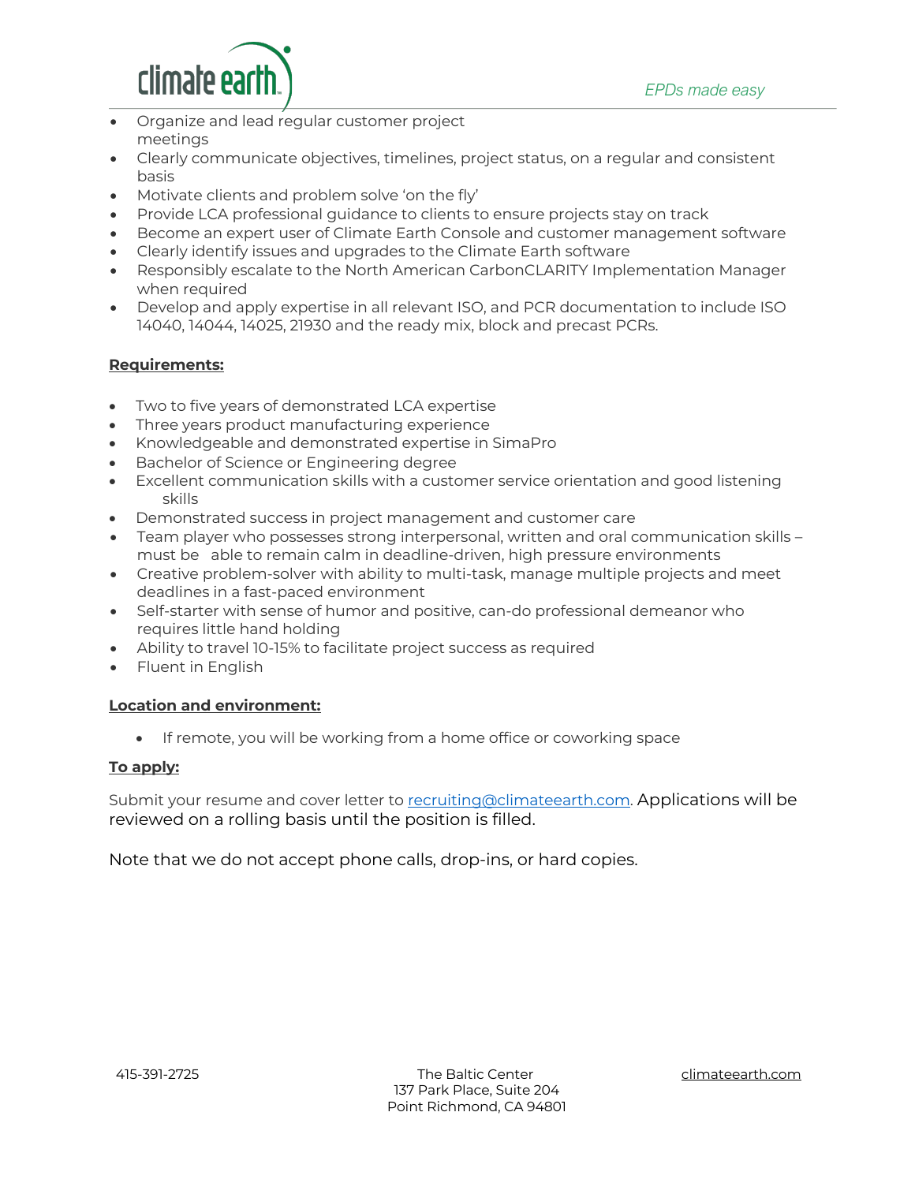- Organize and lead regular customer project meetings
- Clearly communicate objectives, timelines, project status, on a regular and consistent basis
- Motivate clients and problem solve 'on the fly'
- Provide LCA professional guidance to clients to ensure projects stay on track
- Become an expert user of Climate Earth Console and customer management software
- Clearly identify issues and upgrades to the Climate Earth software
- Responsibly escalate to the North American CarbonCLARITY Implementation Manager when required
- Develop and apply expertise in all relevant ISO, and PCR documentation to include ISO 14040, 14044, 14025, 21930 and the ready mix, block and precast PCRs.

**Requirements:**

- Two to five years of demonstrated LCA expertise
- Three years product manufacturing experience
- Knowledgeable and demonstrated expertise in SimaPro
- Bachelor of Science or Engineering degree
- Excellent communication skills with a customer service orientation and good listening skills
- Demonstrated success in project management and customer care
- Team player who possesses strong interpersonal, written and oral communication skills – must be able to remain calm in deadline-driven, high pressure environments
- Creative problem-solver with ability to multi-task, manage multiple projects and meet deadlines in a fast-paced environment
- Self-starter with sense of humor and positive, can-do professional demeanor who requires little hand holding
- Ability to travel 10-15% to facilitate project success as required
- Fluent in English

**Location and environment:**

- If remote, you will be working from a home office or coworking space

**To apply:**

Submit your resume and cover letter to recruiting@climateearth.com. Applications will be reviewed on a rolling basis until the position is filled.

Note that we do not accept phone calls, drop-ins, or hard copies.